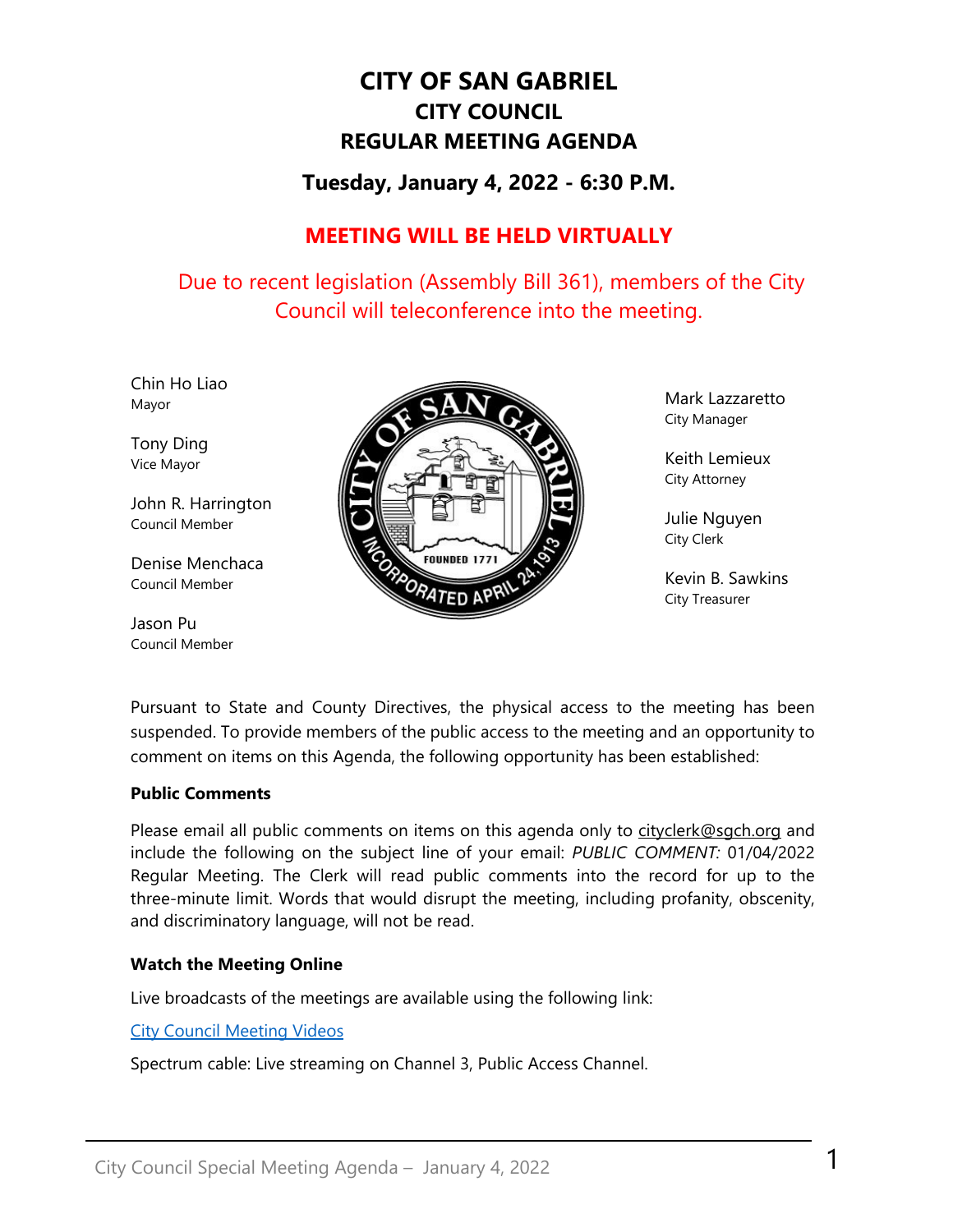# CITY OF SAN GABRIEL
## CITY COUNCIL
## REGULAR MEETING AGENDA

### Tuesday, January 4, 2022 - 6:30 P.M.

**MEETING WILL BE HELD VIRTUALLY**

Due to recent legislation (Assembly Bill 361), members of the City Council will teleconference into the meeting.

Chin Ho Liao
Mayor

Tony Ding
Vice Mayor

John R. Harrington
Council Member

Denise Menchaca
Council Member

Jason Pu
Council Member

Mark Lazzaretto
City Manager

Keith Lemieux
City Attorney

Julie Nguyen
City Clerk

Kevin B. Sawkins
City Treasurer

Pursuant to State and County Directives, the physical access to the meeting has been suspended. To provide members of the public access to the meeting and an opportunity to comment on items on this Agenda, the following opportunity has been established:

**Public Comments**

Please email all public comments on items on this agenda only to cityclerk@sgch.org and include the following on the subject line of your email: *PUBLIC COMMENT:* 01/04/2022 Regular Meeting. The Clerk will read public comments into the record for up to the three-minute limit. Words that would disrupt the meeting, including profanity, obscenity, and discriminatory language, will not be read.

**Watch the Meeting Online**

Live broadcasts of the meetings are available using the following link:

City Council Meeting Videos

Spectrum cable: Live streaming on Channel 3, Public Access Channel.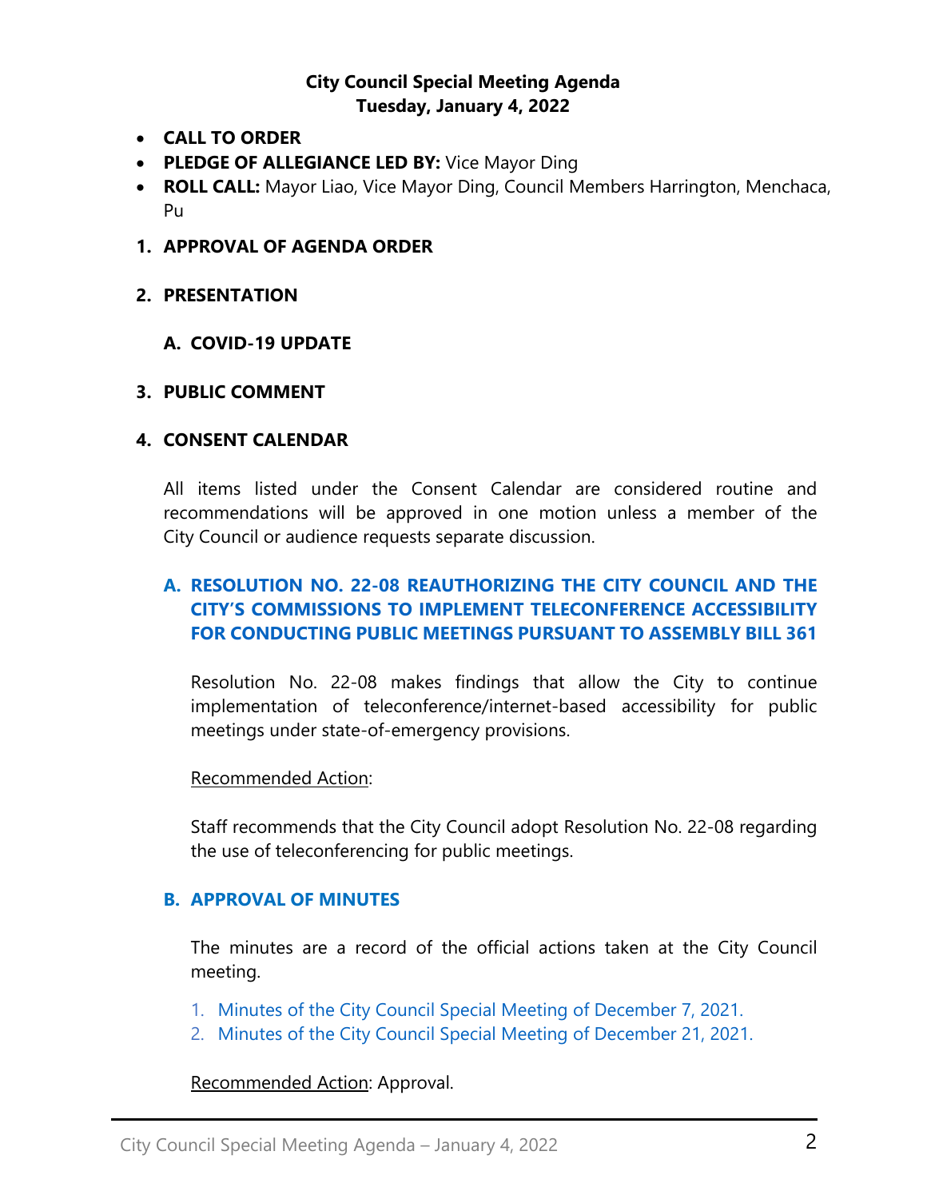**City Council Special Meeting Agenda**
**Tuesday, January 4, 2022**

- **CALL TO ORDER**
- **PLEDGE OF ALLEGIANCE LED BY:** Vice Mayor Ding
- **ROLL CALL:** Mayor Liao, Vice Mayor Ding, Council Members Harrington, Menchaca, Pu

**1. APPROVAL OF AGENDA ORDER**

**2. PRESENTATION**

**A. COVID-19 UPDATE**

**3. PUBLIC COMMENT**

**4. CONSENT CALENDAR**

All items listed under the Consent Calendar are considered routine and recommendations will be approved in one motion unless a member of the City Council or audience requests separate discussion.

**A. RESOLUTION NO. 22-08 REAUTHORIZING THE CITY COUNCIL AND THE CITY'S COMMISSIONS TO IMPLEMENT TELECONFERENCE ACCESSIBILITY FOR CONDUCTING PUBLIC MEETINGS PURSUANT TO ASSEMBLY BILL 361**

Resolution No. 22-08 makes findings that allow the City to continue implementation of teleconference/internet-based accessibility for public meetings under state-of-emergency provisions.

Recommended Action:

Staff recommends that the City Council adopt Resolution No. 22-08 regarding the use of teleconferencing for public meetings.

**B. APPROVAL OF MINUTES**

The minutes are a record of the official actions taken at the City Council meeting.

1. Minutes of the City Council Special Meeting of December 7, 2021.
2. Minutes of the City Council Special Meeting of December 21, 2021.

Recommended Action: Approval.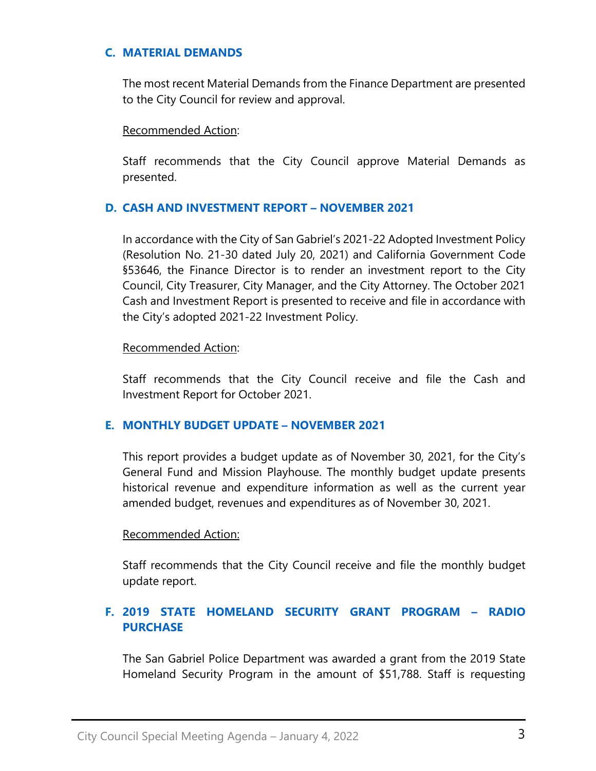### C. MATERIAL DEMANDS

The most recent Material Demands from the Finance Department are presented to the City Council for review and approval.

Recommended Action:

Staff recommends that the City Council approve Material Demands as presented.

### D. CASH AND INVESTMENT REPORT – NOVEMBER 2021

In accordance with the City of San Gabriel's 2021-22 Adopted Investment Policy (Resolution No. 21-30 dated July 20, 2021) and California Government Code §53646, the Finance Director is to render an investment report to the City Council, City Treasurer, City Manager, and the City Attorney. The October 2021 Cash and Investment Report is presented to receive and file in accordance with the City's adopted 2021-22 Investment Policy.

Recommended Action:

Staff recommends that the City Council receive and file the Cash and Investment Report for October 2021.

### E. MONTHLY BUDGET UPDATE – NOVEMBER 2021

This report provides a budget update as of November 30, 2021, for the City's General Fund and Mission Playhouse. The monthly budget update presents historical revenue and expenditure information as well as the current year amended budget, revenues and expenditures as of November 30, 2021.

Recommended Action:

Staff recommends that the City Council receive and file the monthly budget update report.

### F. 2019 STATE HOMELAND SECURITY GRANT PROGRAM – RADIO PURCHASE

The San Gabriel Police Department was awarded a grant from the 2019 State Homeland Security Program in the amount of $51,788. Staff is requesting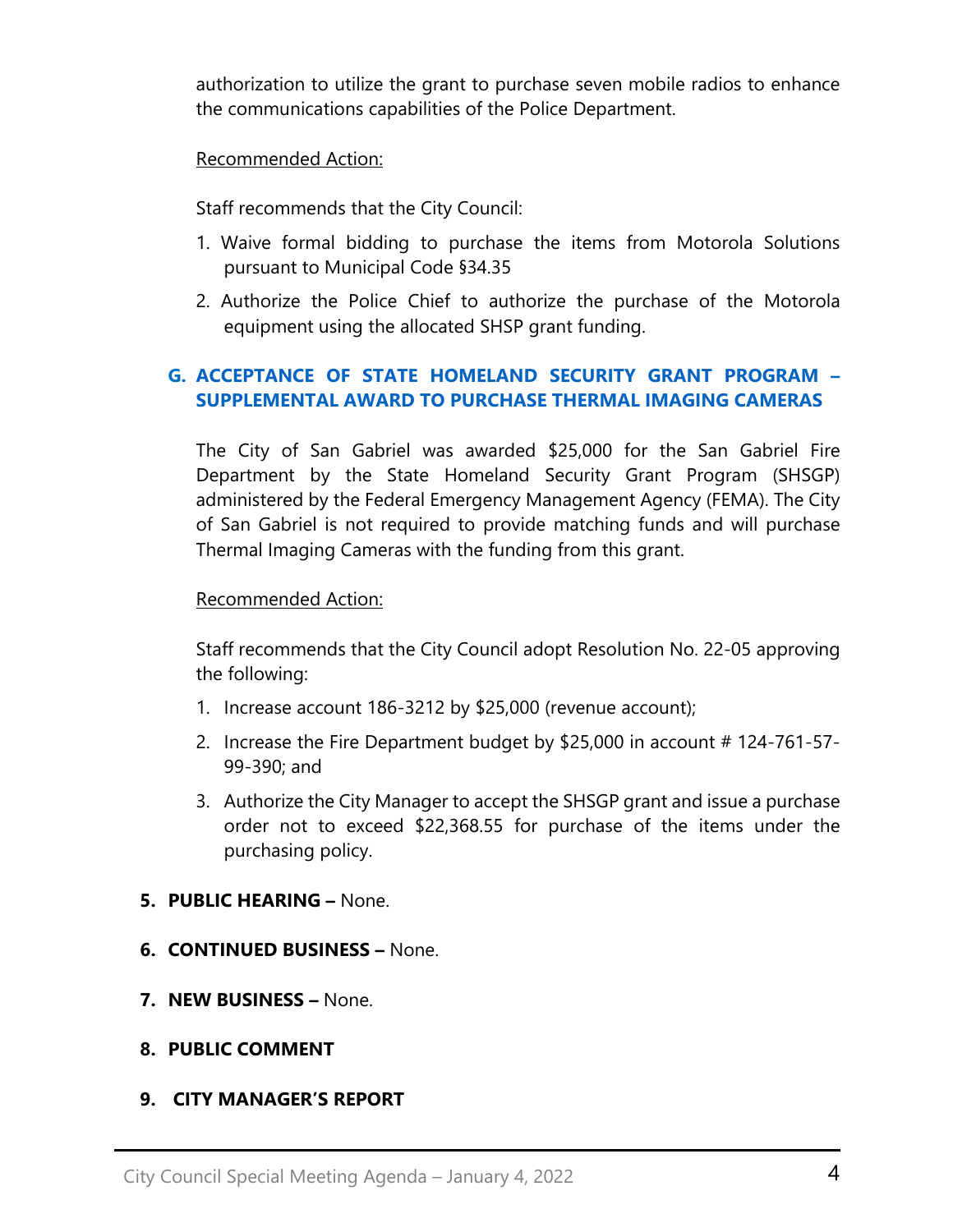authorization to utilize the grant to purchase seven mobile radios to enhance the communications capabilities of the Police Department.

Recommended Action:

Staff recommends that the City Council:

1. Waive formal bidding to purchase the items from Motorola Solutions pursuant to Municipal Code §34.35
2. Authorize the Police Chief to authorize the purchase of the Motorola equipment using the allocated SHSP grant funding.

### G. ACCEPTANCE OF STATE HOMELAND SECURITY GRANT PROGRAM – SUPPLEMENTAL AWARD TO PURCHASE THERMAL IMAGING CAMERAS

The City of San Gabriel was awarded $25,000 for the San Gabriel Fire Department by the State Homeland Security Grant Program (SHSGP) administered by the Federal Emergency Management Agency (FEMA). The City of San Gabriel is not required to provide matching funds and will purchase Thermal Imaging Cameras with the funding from this grant.

Recommended Action:

Staff recommends that the City Council adopt Resolution No. 22-05 approving the following:

1. Increase account 186-3212 by $25,000 (revenue account);
2. Increase the Fire Department budget by $25,000 in account # 124-761-57-99-390; and
3. Authorize the City Manager to accept the SHSGP grant and issue a purchase order not to exceed $22,368.55 for purchase of the items under the purchasing policy.

## 5. PUBLIC HEARING – None.

## 6. CONTINUED BUSINESS – None.

## 7. NEW BUSINESS – None.

## 8. PUBLIC COMMENT

## 9. CITY MANAGER'S REPORT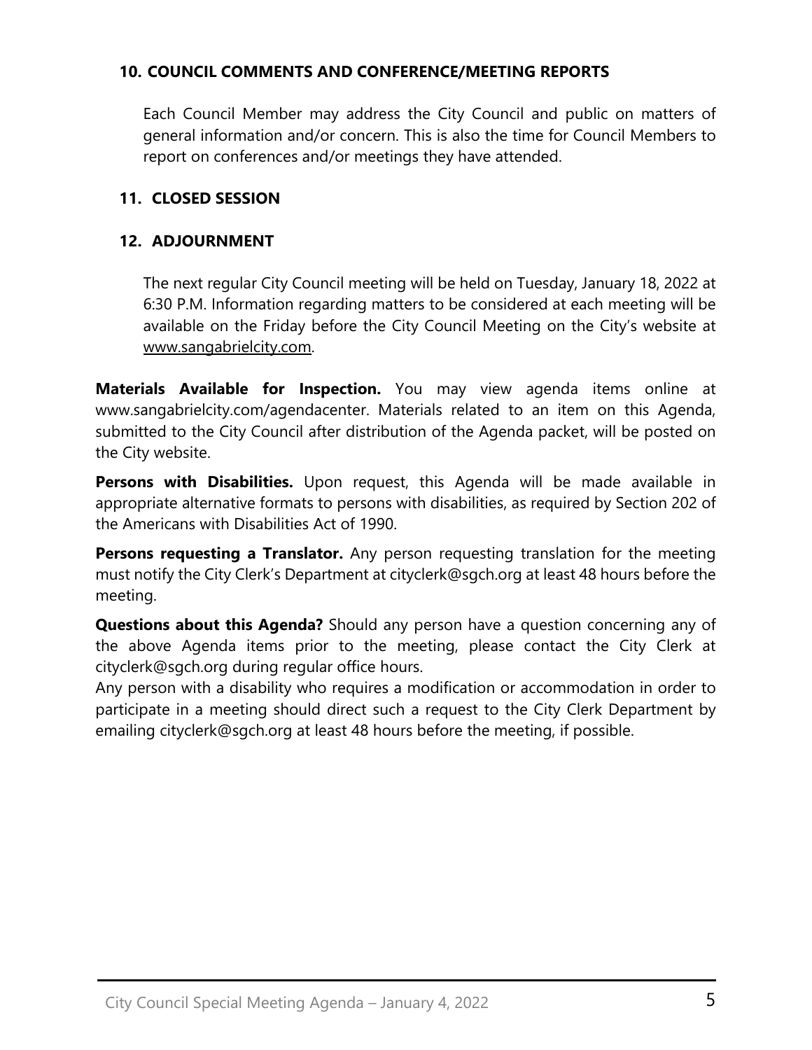### 10. COUNCIL COMMENTS AND CONFERENCE/MEETING REPORTS

Each Council Member may address the City Council and public on matters of general information and/or concern. This is also the time for Council Members to report on conferences and/or meetings they have attended.

### 11. CLOSED SESSION

### 12. ADJOURNMENT

The next regular City Council meeting will be held on Tuesday, January 18, 2022 at 6:30 P.M. Information regarding matters to be considered at each meeting will be available on the Friday before the City Council Meeting on the City's website at www.sangabrielcity.com.

**Materials Available for Inspection.** You may view agenda items online at www.sangabrielcity.com/agendacenter. Materials related to an item on this Agenda, submitted to the City Council after distribution of the Agenda packet, will be posted on the City website.

**Persons with Disabilities.** Upon request, this Agenda will be made available in appropriate alternative formats to persons with disabilities, as required by Section 202 of the Americans with Disabilities Act of 1990.

**Persons requesting a Translator.** Any person requesting translation for the meeting must notify the City Clerk's Department at cityclerk@sgch.org at least 48 hours before the meeting.

**Questions about this Agenda?** Should any person have a question concerning any of the above Agenda items prior to the meeting, please contact the City Clerk at cityclerk@sgch.org during regular office hours.
Any person with a disability who requires a modification or accommodation in order to participate in a meeting should direct such a request to the City Clerk Department by emailing cityclerk@sgch.org at least 48 hours before the meeting, if possible.